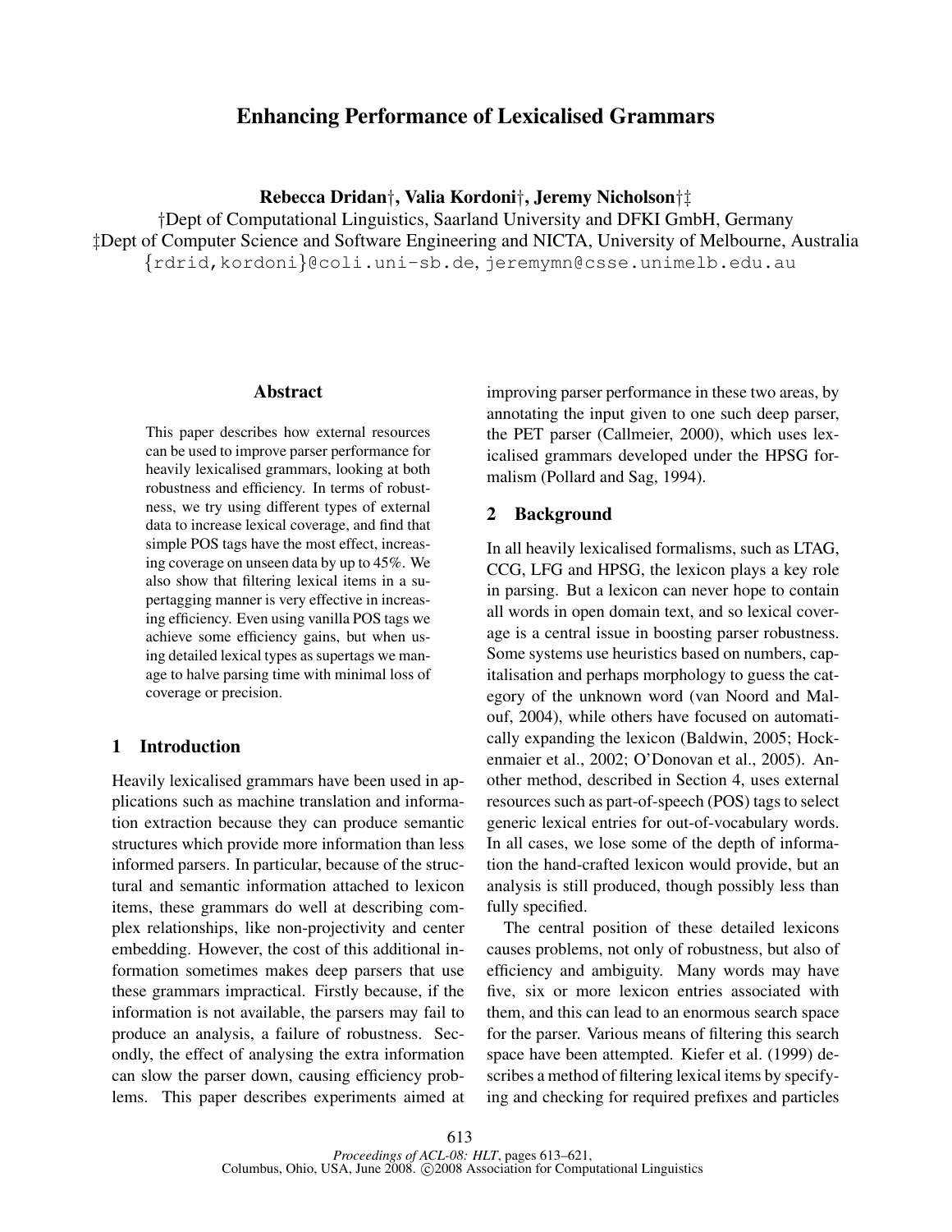# Enhancing Performance of Lexicalised Grammars

**Rebecca Dridan†, Valia Kordoni†, Jeremy Nicholson†‡**

†Dept of Computational Linguistics, Saarland University and DFKI GmbH, Germany
‡Dept of Computer Science and Software Engineering and NICTA, University of Melbourne, Australia
{rdrid,kordoni}@coli.uni-sb.de, jeremymn@csse.unimelb.edu.au

## Abstract

This paper describes how external resources can be used to improve parser performance for heavily lexicalised grammars, looking at both robustness and efficiency. In terms of robustness, we try using different types of external data to increase lexical coverage, and find that simple POS tags have the most effect, increasing coverage on unseen data by up to 45%. We also show that filtering lexical items in a supertagging manner is very effective in increasing efficiency. Even using vanilla POS tags we achieve some efficiency gains, but when using detailed lexical types as supertags we manage to halve parsing time with minimal loss of coverage or precision.

## 1 Introduction

Heavily lexicalised grammars have been used in applications such as machine translation and information extraction because they can produce semantic structures which provide more information than less informed parsers. In particular, because of the structural and semantic information attached to lexicon items, these grammars do well at describing complex relationships, like non-projectivity and center embedding. However, the cost of this additional information sometimes makes deep parsers that use these grammars impractical. Firstly because, if the information is not available, the parsers may fail to produce an analysis, a failure of robustness. Secondly, the effect of analysing the extra information can slow the parser down, causing efficiency problems. This paper describes experiments aimed at improving parser performance in these two areas, by annotating the input given to one such deep parser, the PET parser (Callmeier, 2000), which uses lexicalised grammars developed under the HPSG formalism (Pollard and Sag, 1994).

## 2 Background

In all heavily lexicalised formalisms, such as LTAG, CCG, LFG and HPSG, the lexicon plays a key role in parsing. But a lexicon can never hope to contain all words in open domain text, and so lexical coverage is a central issue in boosting parser robustness. Some systems use heuristics based on numbers, capitalisation and perhaps morphology to guess the category of the unknown word (van Noord and Malouf, 2004), while others have focused on automatically expanding the lexicon (Baldwin, 2005; Hockenmaier et al., 2002; O'Donovan et al., 2005). Another method, described in Section 4, uses external resources such as part-of-speech (POS) tags to select generic lexical entries for out-of-vocabulary words. In all cases, we lose some of the depth of information the hand-crafted lexicon would provide, but an analysis is still produced, though possibly less than fully specified.

The central position of these detailed lexicons causes problems, not only of robustness, but also of efficiency and ambiguity. Many words may have five, six or more lexicon entries associated with them, and this can lead to an enormous search space for the parser. Various means of filtering this search space have been attempted. Kiefer et al. (1999) describes a method of filtering lexical items by specifying and checking for required prefixes and particles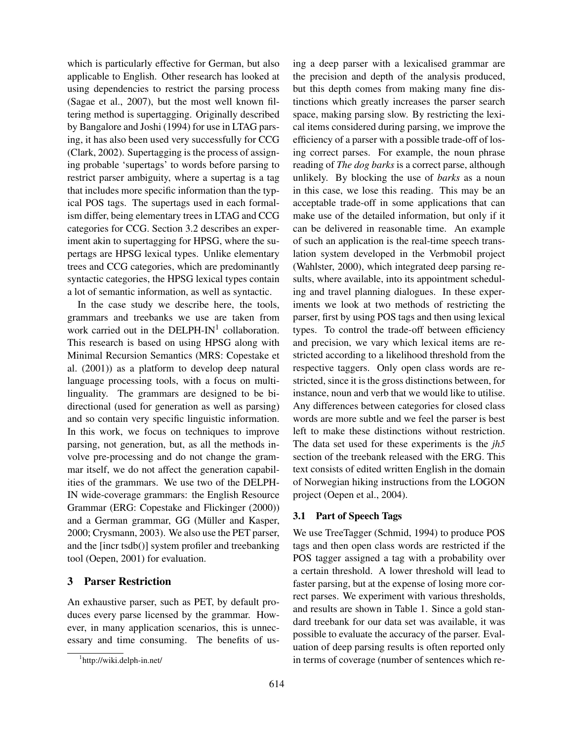which is particularly effective for German, but also applicable to English. Other research has looked at using dependencies to restrict the parsing process (Sagae et al., 2007), but the most well known filtering method is supertagging. Originally described by Bangalore and Joshi (1994) for use in LTAG parsing, it has also been used very successfully for CCG (Clark, 2002). Supertagging is the process of assigning probable 'supertags' to words before parsing to restrict parser ambiguity, where a supertag is a tag that includes more specific information than the typical POS tags. The supertags used in each formalism differ, being elementary trees in LTAG and CCG categories for CCG. Section 3.2 describes an experiment akin to supertagging for HPSG, where the supertags are HPSG lexical types. Unlike elementary trees and CCG categories, which are predominantly syntactic categories, the HPSG lexical types contain a lot of semantic information, as well as syntactic.

In the case study we describe here, the tools, grammars and treebanks we use are taken from work carried out in the DELPH-IN[1] collaboration. This research is based on using HPSG along with Minimal Recursion Semantics (MRS: Copestake et al. (2001)) as a platform to develop deep natural language processing tools, with a focus on multilinguality. The grammars are designed to be bi-directional (used for generation as well as parsing) and so contain very specific linguistic information. In this work, we focus on techniques to improve parsing, not generation, but, as all the methods involve pre-processing and do not change the grammar itself, we do not affect the generation capabilities of the grammars. We use two of the DELPH-IN wide-coverage grammars: the English Resource Grammar (ERG: Copestake and Flickinger (2000)) and a German grammar, GG (Müller and Kasper, 2000; Crysmann, 2003). We also use the PET parser, and the [incr tsdb()] system profiler and treebanking tool (Oepen, 2001) for evaluation.

## 3 Parser Restriction

An exhaustive parser, such as PET, by default produces every parse licensed by the grammar. However, in many application scenarios, this is unnecessary and time consuming. The benefits of using a deep parser with a lexicalised grammar are the precision and depth of the analysis produced, but this depth comes from making many fine distinctions which greatly increases the parser search space, making parsing slow. By restricting the lexical items considered during parsing, we improve the efficiency of a parser with a possible trade-off of losing correct parses. For example, the noun phrase reading of *The dog barks* is a correct parse, although unlikely. By blocking the use of *barks* as a noun in this case, we lose this reading. This may be an acceptable trade-off in some applications that can make use of the detailed information, but only if it can be delivered in reasonable time. An example of such an application is the real-time speech translation system developed in the Verbmobil project (Wahlster, 2000), which integrated deep parsing results, where available, into its appointment scheduling and travel planning dialogues. In these experiments we look at two methods of restricting the parser, first by using POS tags and then using lexical types. To control the trade-off between efficiency and precision, we vary which lexical items are restricted according to a likelihood threshold from the respective taggers. Only open class words are restricted, since it is the gross distinctions between, for instance, noun and verb that we would like to utilise. Any differences between categories for closed class words are more subtle and we feel the parser is best left to make these distinctions without restriction. The data set used for these experiments is the *jh5* section of the treebank released with the ERG. This text consists of edited written English in the domain of Norwegian hiking instructions from the LOGON project (Oepen et al., 2004).

### 3.1 Part of Speech Tags

We use TreeTagger (Schmid, 1994) to produce POS tags and then open class words are restricted if the POS tagger assigned a tag with a probability over a certain threshold. A lower threshold will lead to faster parsing, but at the expense of losing more correct parses. We experiment with various thresholds, and results are shown in Table 1. Since a gold standard treebank for our data set was available, it was possible to evaluate the accuracy of the parser. Evaluation of deep parsing results is often reported only in terms of coverage (number of sentences which re-

[1] http://wiki.delph-in.net/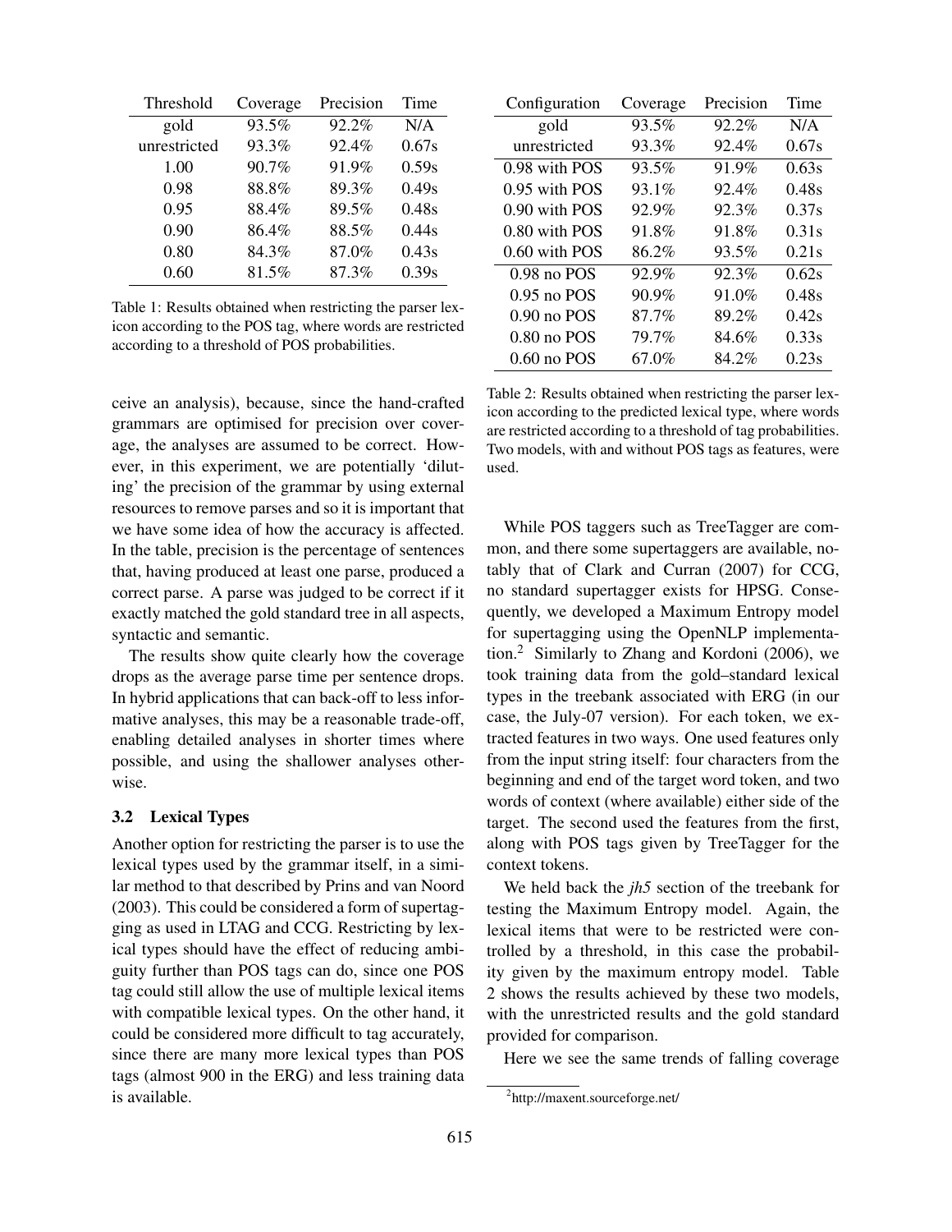| Threshold | Coverage | Precision | Time |
|---|---|---|---|
| gold | 93.5% | 92.2% | N/A |
| unrestricted | 93.3% | 92.4% | 0.67s |
| 1.00 | 90.7% | 91.9% | 0.59s |
| 0.98 | 88.8% | 89.3% | 0.49s |
| 0.95 | 88.4% | 89.5% | 0.48s |
| 0.90 | 86.4% | 88.5% | 0.44s |
| 0.80 | 84.3% | 87.0% | 0.43s |
| 0.60 | 81.5% | 87.3% | 0.39s |

Table 1: Results obtained when restricting the parser lexicon according to the POS tag, where words are restricted according to a threshold of POS probabilities.

ceive an analysis), because, since the hand-crafted grammars are optimised for precision over coverage, the analyses are assumed to be correct. However, in this experiment, we are potentially 'diluting' the precision of the grammar by using external resources to remove parses and so it is important that we have some idea of how the accuracy is affected. In the table, precision is the percentage of sentences that, having produced at least one parse, produced a correct parse. A parse was judged to be correct if it exactly matched the gold standard tree in all aspects, syntactic and semantic.

The results show quite clearly how the coverage drops as the average parse time per sentence drops. In hybrid applications that can back-off to less informative analyses, this may be a reasonable trade-off, enabling detailed analyses in shorter times where possible, and using the shallower analyses otherwise.

### 3.2 Lexical Types

Another option for restricting the parser is to use the lexical types used by the grammar itself, in a similar method to that described by Prins and van Noord (2003). This could be considered a form of supertagging as used in LTAG and CCG. Restricting by lexical types should have the effect of reducing ambiguity further than POS tags can do, since one POS tag could still allow the use of multiple lexical items with compatible lexical types. On the other hand, it could be considered more difficult to tag accurately, since there are many more lexical types than POS tags (almost 900 in the ERG) and less training data is available.

| Configuration | Coverage | Precision | Time |
|---|---|---|---|
| gold | 93.5% | 92.2% | N/A |
| unrestricted | 93.3% | 92.4% | 0.67s |
| 0.98 with POS | 93.5% | 91.9% | 0.63s |
| 0.95 with POS | 93.1% | 92.4% | 0.48s |
| 0.90 with POS | 92.9% | 92.3% | 0.37s |
| 0.80 with POS | 91.8% | 91.8% | 0.31s |
| 0.60 with POS | 86.2% | 93.5% | 0.21s |
| 0.98 no POS | 92.9% | 92.3% | 0.62s |
| 0.95 no POS | 90.9% | 91.0% | 0.48s |
| 0.90 no POS | 87.7% | 89.2% | 0.42s |
| 0.80 no POS | 79.7% | 84.6% | 0.33s |
| 0.60 no POS | 67.0% | 84.2% | 0.23s |

Table 2: Results obtained when restricting the parser lexicon according to the predicted lexical type, where words are restricted according to a threshold of tag probabilities. Two models, with and without POS tags as features, were used.

While POS taggers such as TreeTagger are common, and there some supertaggers are available, notably that of Clark and Curran (2007) for CCG, no standard supertagger exists for HPSG. Consequently, we developed a Maximum Entropy model for supertagging using the OpenNLP implementation.[2] Similarly to Zhang and Kordoni (2006), we took training data from the gold–standard lexical types in the treebank associated with ERG (in our case, the July-07 version). For each token, we extracted features in two ways. One used features only from the input string itself: four characters from the beginning and end of the target word token, and two words of context (where available) either side of the target. The second used the features from the first, along with POS tags given by TreeTagger for the context tokens.

We held back the *jh5* section of the treebank for testing the Maximum Entropy model. Again, the lexical items that were to be restricted were controlled by a threshold, in this case the probability given by the maximum entropy model. Table 2 shows the results achieved by these two models, with the unrestricted results and the gold standard provided for comparison.

Here we see the same trends of falling coverage

[2] http://maxent.sourceforge.net/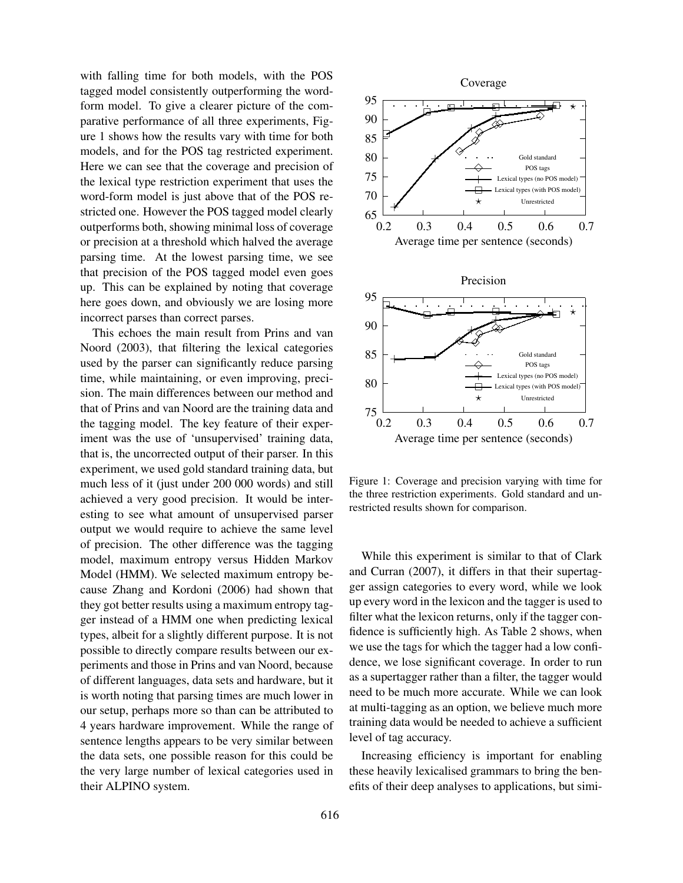with falling time for both models, with the POS tagged model consistently outperforming the word-form model. To give a clearer picture of the comparative performance of all three experiments, Figure 1 shows how the results vary with time for both models, and for the POS tag restricted experiment. Here we can see that the coverage and precision of the lexical type restriction experiment that uses the word-form model is just above that of the POS restricted one. However the POS tagged model clearly outperforms both, showing minimal loss of coverage or precision at a threshold which halved the average parsing time. At the lowest parsing time, we see that precision of the POS tagged model even goes up. This can be explained by noting that coverage here goes down, and obviously we are losing more incorrect parses than correct parses.

This echoes the main result from Prins and van Noord (2003), that filtering the lexical categories used by the parser can significantly reduce parsing time, while maintaining, or even improving, precision. The main differences between our method and that of Prins and van Noord are the training data and the tagging model. The key feature of their experiment was the use of 'unsupervised' training data, that is, the uncorrected output of their parser. In this experiment, we used gold standard training data, but much less of it (just under 200 000 words) and still achieved a very good precision. It would be interesting to see what amount of unsupervised parser output we would require to achieve the same level of precision. The other difference was the tagging model, maximum entropy versus Hidden Markov Model (HMM). We selected maximum entropy because Zhang and Kordoni (2006) had shown that they got better results using a maximum entropy tagger instead of a HMM one when predicting lexical types, albeit for a slightly different purpose. It is not possible to directly compare results between our experiments and those in Prins and van Noord, because of different languages, data sets and hardware, but it is worth noting that parsing times are much lower in our setup, perhaps more so than can be attributed to 4 years hardware improvement. While the range of sentence lengths appears to be very similar between the data sets, one possible reason for this could be the very large number of lexical categories used in their ALPINO system.

Figure 1: Coverage and precision varying with time for the three restriction experiments. Gold standard and unrestricted results shown for comparison.

While this experiment is similar to that of Clark and Curran (2007), it differs in that their supertagger assign categories to every word, while we look up every word in the lexicon and the tagger is used to filter what the lexicon returns, only if the tagger confidence is sufficiently high. As Table 2 shows, when we use the tags for which the tagger had a low confidence, we lose significant coverage. In order to run as a supertagger rather than a filter, the tagger would need to be much more accurate. While we can look at multi-tagging as an option, we believe much more training data would be needed to achieve a sufficient level of tag accuracy.

Increasing efficiency is important for enabling these heavily lexicalised grammars to bring the benefits of their deep analyses to applications, but simi-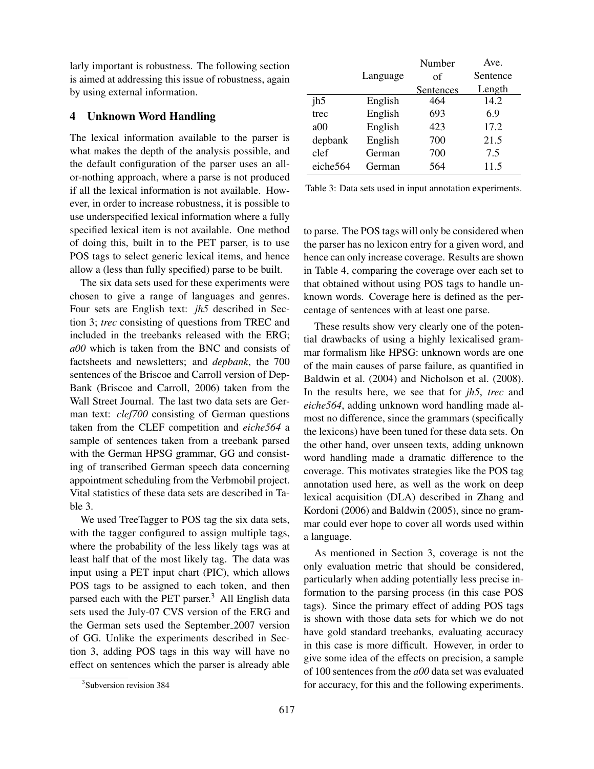larly important is robustness. The following section is aimed at addressing this issue of robustness, again by using external information.

## 4 Unknown Word Handling

The lexical information available to the parser is what makes the depth of the analysis possible, and the default configuration of the parser uses an all-or-nothing approach, where a parse is not produced if all the lexical information is not available. However, in order to increase robustness, it is possible to use underspecified lexical information where a fully specified lexical item is not available. One method of doing this, built in to the PET parser, is to use POS tags to select generic lexical items, and hence allow a (less than fully specified) parse to be built.

The six data sets used for these experiments were chosen to give a range of languages and genres. Four sets are English text: *jh5* described in Section 3; *trec* consisting of questions from TREC and included in the treebanks released with the ERG; *a00* which is taken from the BNC and consists of factsheets and newsletters; and *depbank*, the 700 sentences of the Briscoe and Carroll version of DepBank (Briscoe and Carroll, 2006) taken from the Wall Street Journal. The last two data sets are German text: *clef700* consisting of German questions taken from the CLEF competition and *eiche564* a sample of sentences taken from a treebank parsed with the German HPSG grammar, GG and consisting of transcribed German speech data concerning appointment scheduling from the Verbmobil project. Vital statistics of these data sets are described in Table 3.

| | Language | Number of Sentences | Ave. Sentence Length |
|---|---|---|---|
| jh5 | English | 464 | 14.2 |
| trec | English | 693 | 6.9 |
| a00 | English | 423 | 17.2 |
| depbank | English | 700 | 21.5 |
| clef | German | 700 | 7.5 |
| eiche564 | German | 564 | 11.5 |

Table 3: Data sets used in input annotation experiments.

We used TreeTagger to POS tag the six data sets, with the tagger configured to assign multiple tags, where the probability of the less likely tags was at least half that of the most likely tag. The data was input using a PET input chart (PIC), which allows POS tags to be assigned to each token, and then parsed each with the PET parser.[3] All English data sets used the July-07 CVS version of the ERG and the German sets used the September_2007 version of GG. Unlike the experiments described in Section 3, adding POS tags in this way will have no effect on sentences which the parser is already able to parse. The POS tags will only be considered when the parser has no lexicon entry for a given word, and hence can only increase coverage. Results are shown in Table 4, comparing the coverage over each set to that obtained without using POS tags to handle unknown words. Coverage here is defined as the percentage of sentences with at least one parse.

These results show very clearly one of the potential drawbacks of using a highly lexicalised grammar formalism like HPSG: unknown words are one of the main causes of parse failure, as quantified in Baldwin et al. (2004) and Nicholson et al. (2008). In the results here, we see that for *jh5*, *trec* and *eiche564*, adding unknown word handling made almost no difference, since the grammars (specifically the lexicons) have been tuned for these data sets. On the other hand, over unseen texts, adding unknown word handling made a dramatic difference to the coverage. This motivates strategies like the POS tag annotation used here, as well as the work on deep lexical acquisition (DLA) described in Zhang and Kordoni (2006) and Baldwin (2005), since no grammar could ever hope to cover all words used within a language.

As mentioned in Section 3, coverage is not the only evaluation metric that should be considered, particularly when adding potentially less precise information to the parsing process (in this case POS tags). Since the primary effect of adding POS tags is shown with those data sets for which we do not have gold standard treebanks, evaluating accuracy in this case is more difficult. However, in order to give some idea of the effects on precision, a sample of 100 sentences from the *a00* data set was evaluated for accuracy, for this and the following experiments.

[3] Subversion revision 384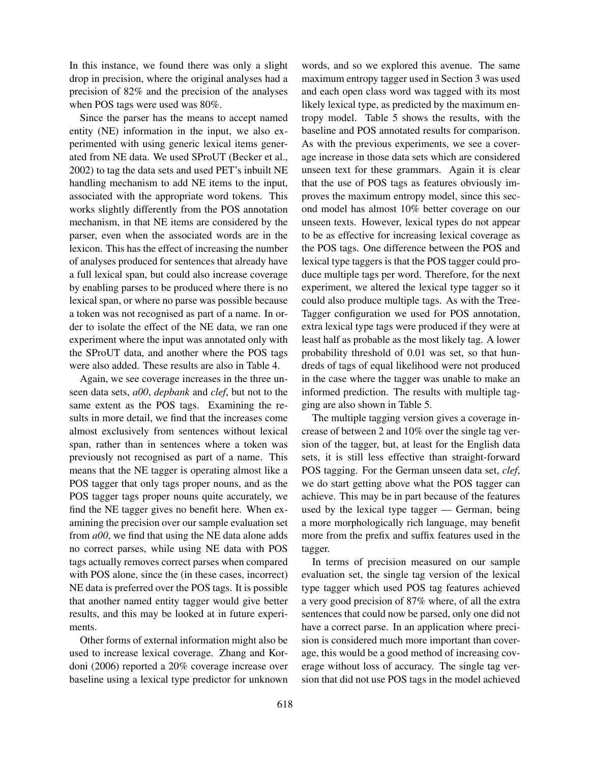In this instance, we found there was only a slight drop in precision, where the original analyses had a precision of 82% and the precision of the analyses when POS tags were used was 80%.

Since the parser has the means to accept named entity (NE) information in the input, we also experimented with using generic lexical items generated from NE data. We used SProUT (Becker et al., 2002) to tag the data sets and used PET's inbuilt NE handling mechanism to add NE items to the input, associated with the appropriate word tokens. This works slightly differently from the POS annotation mechanism, in that NE items are considered by the parser, even when the associated words are in the lexicon. This has the effect of increasing the number of analyses produced for sentences that already have a full lexical span, but could also increase coverage by enabling parses to be produced where there is no lexical span, or where no parse was possible because a token was not recognised as part of a name. In order to isolate the effect of the NE data, we ran one experiment where the input was annotated only with the SProUT data, and another where the POS tags were also added. These results are also in Table 4.

Again, we see coverage increases in the three unseen data sets, *a00*, *depbank* and *clef*, but not to the same extent as the POS tags. Examining the results in more detail, we find that the increases come almost exclusively from sentences without lexical span, rather than in sentences where a token was previously not recognised as part of a name. This means that the NE tagger is operating almost like a POS tagger that only tags proper nouns, and as the POS tagger tags proper nouns quite accurately, we find the NE tagger gives no benefit here. When examining the precision over our sample evaluation set from *a00*, we find that using the NE data alone adds no correct parses, while using NE data with POS tags actually removes correct parses when compared with POS alone, since the (in these cases, incorrect) NE data is preferred over the POS tags. It is possible that another named entity tagger would give better results, and this may be looked at in future experiments.

Other forms of external information might also be used to increase lexical coverage. Zhang and Kordoni (2006) reported a 20% coverage increase over baseline using a lexical type predictor for unknown words, and so we explored this avenue. The same maximum entropy tagger used in Section 3 was used and each open class word was tagged with its most likely lexical type, as predicted by the maximum entropy model. Table 5 shows the results, with the baseline and POS annotated results for comparison. As with the previous experiments, we see a coverage increase in those data sets which are considered unseen text for these grammars. Again it is clear that the use of POS tags as features obviously improves the maximum entropy model, since this second model has almost 10% better coverage on our unseen texts. However, lexical types do not appear to be as effective for increasing lexical coverage as the POS tags. One difference between the POS and lexical type taggers is that the POS tagger could produce multiple tags per word. Therefore, for the next experiment, we altered the lexical type tagger so it could also produce multiple tags. As with the TreeTagger configuration we used for POS annotation, extra lexical type tags were produced if they were at least half as probable as the most likely tag. A lower probability threshold of 0.01 was set, so that hundreds of tags of equal likelihood were not produced in the case where the tagger was unable to make an informed prediction. The results with multiple tagging are also shown in Table 5.

The multiple tagging version gives a coverage increase of between 2 and 10% over the single tag version of the tagger, but, at least for the English data sets, it is still less effective than straight-forward POS tagging. For the German unseen data set, *clef*, we do start getting above what the POS tagger can achieve. This may be in part because of the features used by the lexical type tagger — German, being a more morphologically rich language, may benefit more from the prefix and suffix features used in the tagger.

In terms of precision measured on our sample evaluation set, the single tag version of the lexical type tagger which used POS tag features achieved a very good precision of 87% where, of all the extra sentences that could now be parsed, only one did not have a correct parse. In an application where precision is considered much more important than coverage, this would be a good method of increasing coverage without loss of accuracy. The single tag version that did not use POS tags in the model achieved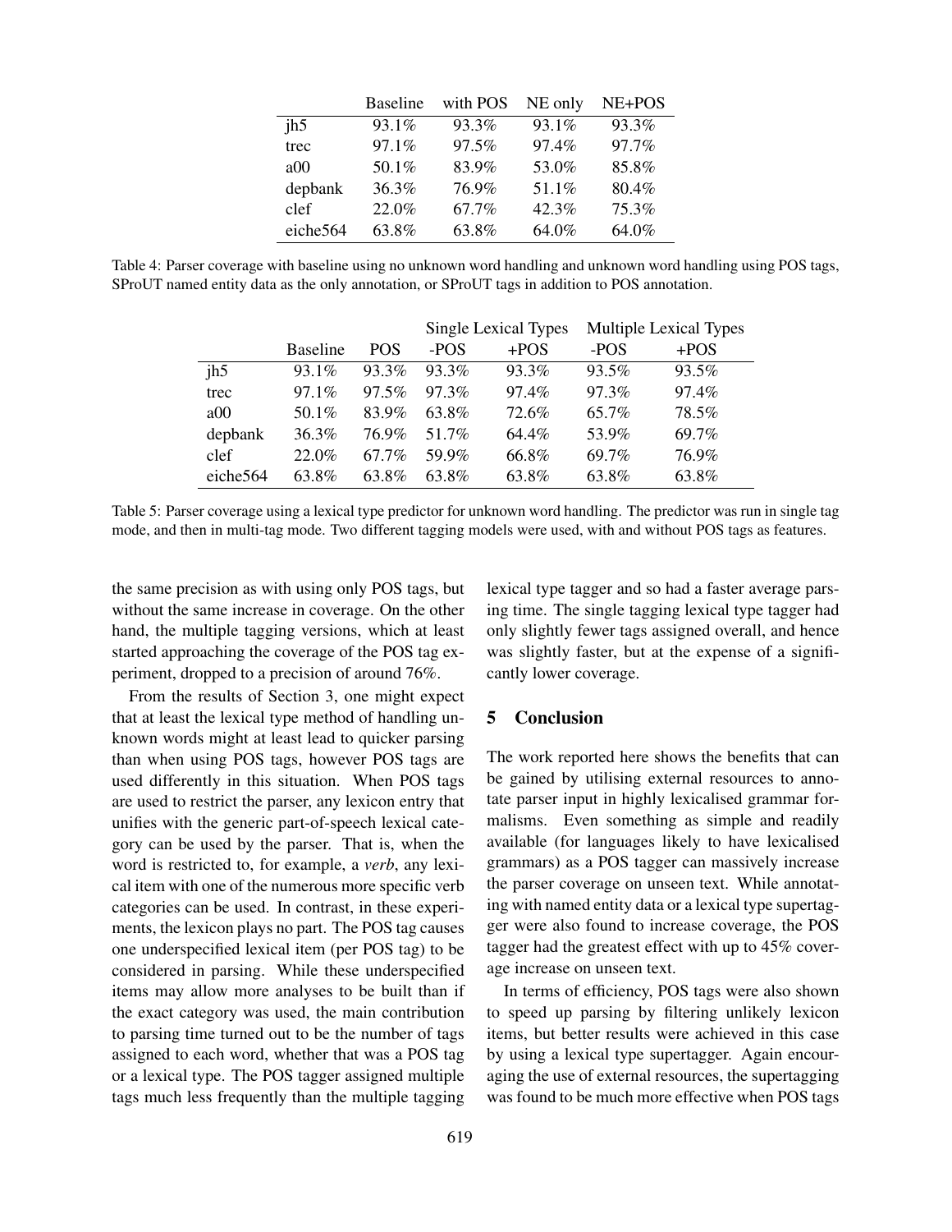| | Baseline | with POS | NE only | NE+POS |
|---|---|---|---|---|
| jh5 | 93.1% | 93.3% | 93.1% | 93.3% |
| trec | 97.1% | 97.5% | 97.4% | 97.7% |
| a00 | 50.1% | 83.9% | 53.0% | 85.8% |
| depbank | 36.3% | 76.9% | 51.1% | 80.4% |
| clef | 22.0% | 67.7% | 42.3% | 75.3% |
| eiche564 | 63.8% | 63.8% | 64.0% | 64.0% |

Table 4: Parser coverage with baseline using no unknown word handling and unknown word handling using POS tags, SProUT named entity data as the only annotation, or SProUT tags in addition to POS annotation.

| | | | Single Lexical Types | | Multiple Lexical Types | |
|---|---|---|---|---|---|---|
| | Baseline | POS | -POS | +POS | -POS | +POS |
| jh5 | 93.1% | 93.3% | 93.3% | 93.3% | 93.5% | 93.5% |
| trec | 97.1% | 97.5% | 97.3% | 97.4% | 97.3% | 97.4% |
| a00 | 50.1% | 83.9% | 63.8% | 72.6% | 65.7% | 78.5% |
| depbank | 36.3% | 76.9% | 51.7% | 64.4% | 53.9% | 69.7% |
| clef | 22.0% | 67.7% | 59.9% | 66.8% | 69.7% | 76.9% |
| eiche564 | 63.8% | 63.8% | 63.8% | 63.8% | 63.8% | 63.8% |

Table 5: Parser coverage using a lexical type predictor for unknown word handling. The predictor was run in single tag mode, and then in multi-tag mode. Two different tagging models were used, with and without POS tags as features.

the same precision as with using only POS tags, but without the same increase in coverage. On the other hand, the multiple tagging versions, which at least started approaching the coverage of the POS tag experiment, dropped to a precision of around 76%.

From the results of Section 3, one might expect that at least the lexical type method of handling unknown words might at least lead to quicker parsing than when using POS tags, however POS tags are used differently in this situation. When POS tags are used to restrict the parser, any lexicon entry that unifies with the generic part-of-speech lexical category can be used by the parser. That is, when the word is restricted to, for example, a *verb*, any lexical item with one of the numerous more specific verb categories can be used. In contrast, in these experiments, the lexicon plays no part. The POS tag causes one underspecified lexical item (per POS tag) to be considered in parsing. While these underspecified items may allow more analyses to be built than if the exact category was used, the main contribution to parsing time turned out to be the number of tags assigned to each word, whether that was a POS tag or a lexical type. The POS tagger assigned multiple tags much less frequently than the multiple tagging lexical type tagger and so had a faster average parsing time. The single tagging lexical type tagger had only slightly fewer tags assigned overall, and hence was slightly faster, but at the expense of a significantly lower coverage.

## 5 Conclusion

The work reported here shows the benefits that can be gained by utilising external resources to annotate parser input in highly lexicalised grammar formalisms. Even something as simple and readily available (for languages likely to have lexicalised grammars) as a POS tagger can massively increase the parser coverage on unseen text. While annotating with named entity data or a lexical type supertagger were also found to increase coverage, the POS tagger had the greatest effect with up to 45% coverage increase on unseen text.

In terms of efficiency, POS tags were also shown to speed up parsing by filtering unlikely lexicon items, but better results were achieved in this case by using a lexical type supertagger. Again encouraging the use of external resources, the supertagging was found to be much more effective when POS tags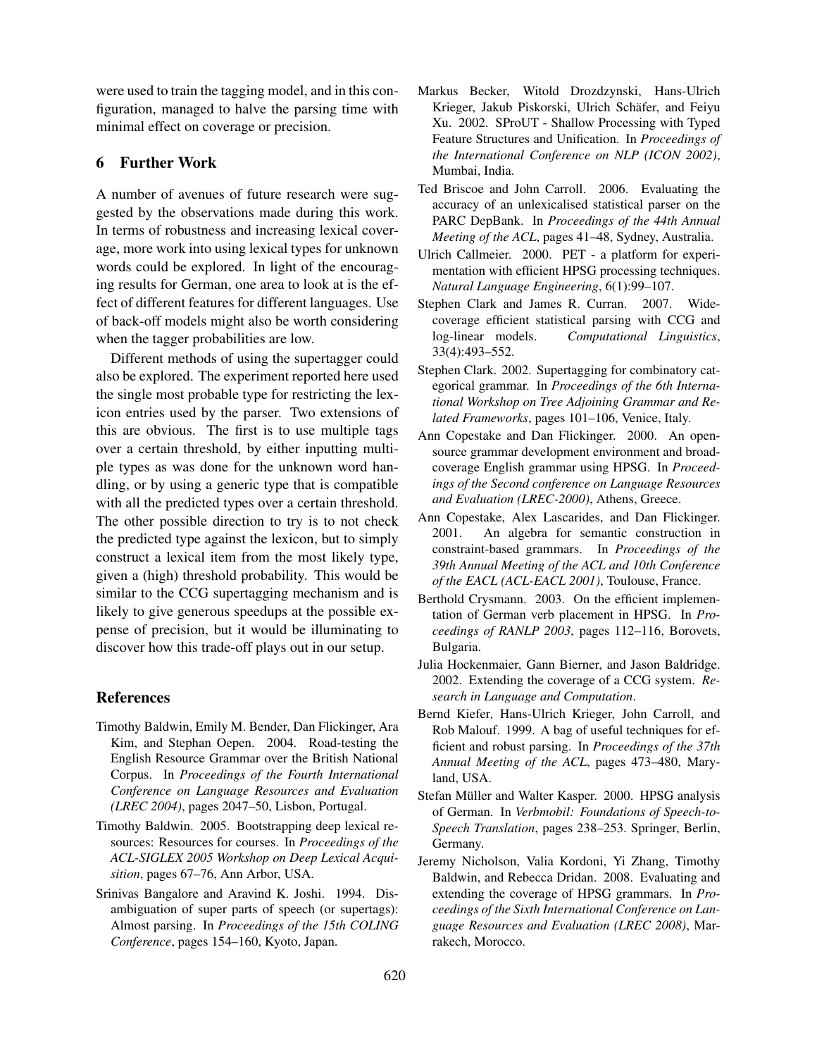were used to train the tagging model, and in this configuration, managed to halve the parsing time with minimal effect on coverage or precision.

## 6 Further Work

A number of avenues of future research were suggested by the observations made during this work. In terms of robustness and increasing lexical coverage, more work into using lexical types for unknown words could be explored. In light of the encouraging results for German, one area to look at is the effect of different features for different languages. Use of back-off models might also be worth considering when the tagger probabilities are low.

Different methods of using the supertagger could also be explored. The experiment reported here used the single most probable type for restricting the lexicon entries used by the parser. Two extensions of this are obvious. The first is to use multiple tags over a certain threshold, by either inputting multiple types as was done for the unknown word handling, or by using a generic type that is compatible with all the predicted types over a certain threshold. The other possible direction to try is to not check the predicted type against the lexicon, but to simply construct a lexical item from the most likely type, given a (high) threshold probability. This would be similar to the CCG supertagging mechanism and is likely to give generous speedups at the possible expense of precision, but it would be illuminating to discover how this trade-off plays out in our setup.

## References

Timothy Baldwin, Emily M. Bender, Dan Flickinger, Ara Kim, and Stephan Oepen. 2004. Road-testing the English Resource Grammar over the British National Corpus. In *Proceedings of the Fourth International Conference on Language Resources and Evaluation (LREC 2004)*, pages 2047–50, Lisbon, Portugal.

Timothy Baldwin. 2005. Bootstrapping deep lexical resources: Resources for courses. In *Proceedings of the ACL-SIGLEX 2005 Workshop on Deep Lexical Acquisition*, pages 67–76, Ann Arbor, USA.

Srinivas Bangalore and Aravind K. Joshi. 1994. Disambiguation of super parts of speech (or supertags): Almost parsing. In *Proceedings of the 15th COLING Conference*, pages 154–160, Kyoto, Japan.

Markus Becker, Witold Drozdzynski, Hans-Ulrich Krieger, Jakub Piskorski, Ulrich Schäfer, and Feiyu Xu. 2002. SProUT - Shallow Processing with Typed Feature Structures and Unification. In *Proceedings of the International Conference on NLP (ICON 2002)*, Mumbai, India.

Ted Briscoe and John Carroll. 2006. Evaluating the accuracy of an unlexicalised statistical parser on the PARC DepBank. In *Proceedings of the 44th Annual Meeting of the ACL*, pages 41–48, Sydney, Australia.

Ulrich Callmeier. 2000. PET - a platform for experimentation with efficient HPSG processing techniques. *Natural Language Engineering*, 6(1):99–107.

Stephen Clark and James R. Curran. 2007. Wide-coverage efficient statistical parsing with CCG and log-linear models. *Computational Linguistics*, 33(4):493–552.

Stephen Clark. 2002. Supertagging for combinatory categorical grammar. In *Proceedings of the 6th International Workshop on Tree Adjoining Grammar and Related Frameworks*, pages 101–106, Venice, Italy.

Ann Copestake and Dan Flickinger. 2000. An open-source grammar development environment and broad-coverage English grammar using HPSG. In *Proceedings of the Second conference on Language Resources and Evaluation (LREC-2000)*, Athens, Greece.

Ann Copestake, Alex Lascarides, and Dan Flickinger. 2001. An algebra for semantic construction in constraint-based grammars. In *Proceedings of the 39th Annual Meeting of the ACL and 10th Conference of the EACL (ACL-EACL 2001)*, Toulouse, France.

Berthold Crysmann. 2003. On the efficient implementation of German verb placement in HPSG. In *Proceedings of RANLP 2003*, pages 112–116, Borovets, Bulgaria.

Julia Hockenmaier, Gann Bierner, and Jason Baldridge. 2002. Extending the coverage of a CCG system. *Research in Language and Computation*.

Bernd Kiefer, Hans-Ulrich Krieger, John Carroll, and Rob Malouf. 1999. A bag of useful techniques for efficient and robust parsing. In *Proceedings of the 37th Annual Meeting of the ACL*, pages 473–480, Maryland, USA.

Stefan Müller and Walter Kasper. 2000. HPSG analysis of German. In *Verbmobil: Foundations of Speech-to-Speech Translation*, pages 238–253. Springer, Berlin, Germany.

Jeremy Nicholson, Valia Kordoni, Yi Zhang, Timothy Baldwin, and Rebecca Dridan. 2008. Evaluating and extending the coverage of HPSG grammars. In *Proceedings of the Sixth International Conference on Language Resources and Evaluation (LREC 2008)*, Marrakech, Morocco.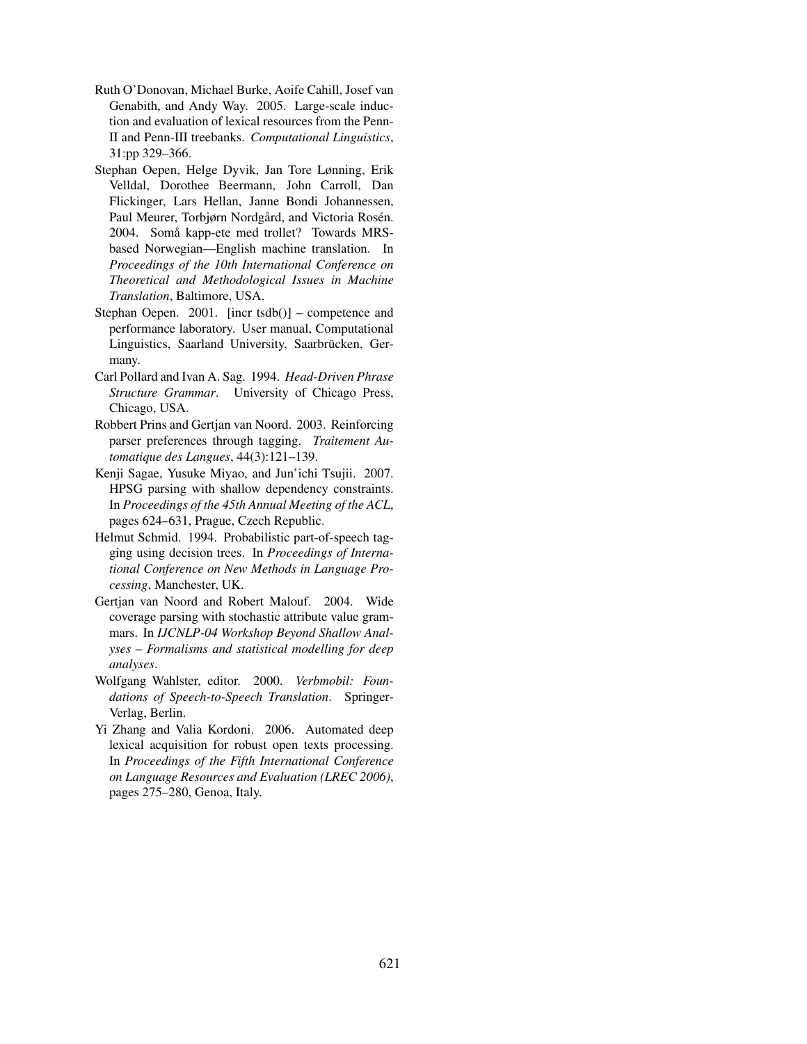Ruth O'Donovan, Michael Burke, Aoife Cahill, Josef van Genabith, and Andy Way. 2005. Large-scale induction and evaluation of lexical resources from the Penn-II and Penn-III treebanks. *Computational Linguistics*, 31:pp 329–366.

Stephan Oepen, Helge Dyvik, Jan Tore Lønning, Erik Velldal, Dorothee Beermann, John Carroll, Dan Flickinger, Lars Hellan, Janne Bondi Johannessen, Paul Meurer, Torbjørn Nordgård, and Victoria Rosén. 2004. Somå kapp-ete med trollet? Towards MRS-based Norwegian—English machine translation. In *Proceedings of the 10th International Conference on Theoretical and Methodological Issues in Machine Translation*, Baltimore, USA.

Stephan Oepen. 2001. [incr tsdb()] – competence and performance laboratory. User manual, Computational Linguistics, Saarland University, Saarbrücken, Germany.

Carl Pollard and Ivan A. Sag. 1994. *Head-Driven Phrase Structure Grammar*. University of Chicago Press, Chicago, USA.

Robbert Prins and Gertjan van Noord. 2003. Reinforcing parser preferences through tagging. *Traitement Automatique des Langues*, 44(3):121–139.

Kenji Sagae, Yusuke Miyao, and Jun'ichi Tsujii. 2007. HPSG parsing with shallow dependency constraints. In *Proceedings of the 45th Annual Meeting of the ACL*, pages 624–631, Prague, Czech Republic.

Helmut Schmid. 1994. Probabilistic part-of-speech tagging using decision trees. In *Proceedings of International Conference on New Methods in Language Processing*, Manchester, UK.

Gertjan van Noord and Robert Malouf. 2004. Wide coverage parsing with stochastic attribute value grammars. In *IJCNLP-04 Workshop Beyond Shallow Analyses – Formalisms and statistical modelling for deep analyses*.

Wolfgang Wahlster, editor. 2000. *Verbmobil: Foundations of Speech-to-Speech Translation*. Springer-Verlag, Berlin.

Yi Zhang and Valia Kordoni. 2006. Automated deep lexical acquisition for robust open texts processing. In *Proceedings of the Fifth International Conference on Language Resources and Evaluation (LREC 2006)*, pages 275–280, Genoa, Italy.